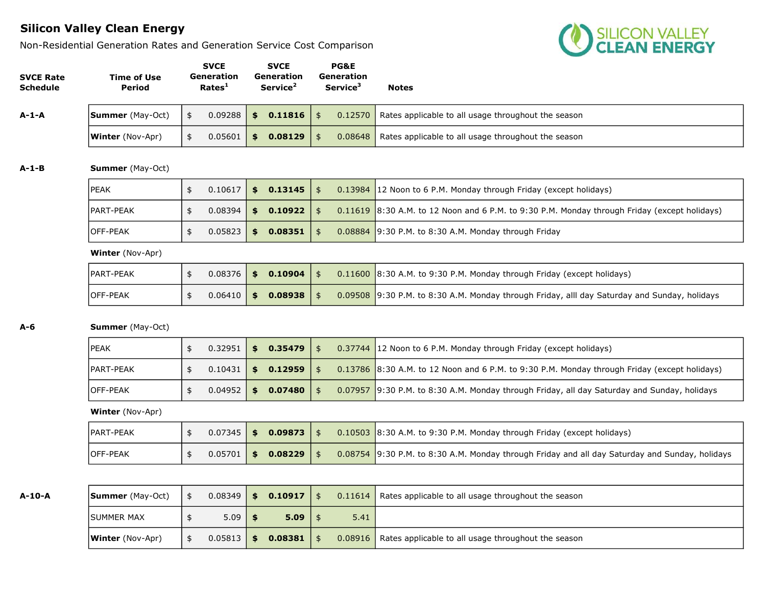# Silicon Valley Clean Energy

Non-Residential Generation Rates and Generation Service Cost Comparison

| SVCE Rate Schedule | Time of Use Period | SVCE Generation Rates[1] | SVCE Generation Service[2] | PG&E Generation Service[3] | Notes |
|---|---|---|---|---|---|
| A-1-A | **Summer** (May-Oct) | $ 0.09288 | **$ 0.11816** | $ 0.12570 | Rates applicable to all usage throughout the season |
| | **Winter** (Nov-Apr) | $ 0.05601 | **$ 0.08129** | $ 0.08648 | Rates applicable to all usage throughout the season |
| A-1-B | **Summer** (May-Oct) | | | | |
| | PEAK | $ 0.10617 | **$ 0.13145** | $ 0.13984 | 12 Noon to 6 P.M. Monday through Friday (except holidays) |
| | PART-PEAK | $ 0.08394 | **$ 0.10922** | $ 0.11619 | 8:30 A.M. to 12 Noon and 6 P.M. to 9:30 P.M. Monday through Friday (except holidays) |
| | OFF-PEAK | $ 0.05823 | **$ 0.08351** | $ 0.08884 | 9:30 P.M. to 8:30 A.M. Monday through Friday |
| | **Winter** (Nov-Apr) | | | | |
| | PART-PEAK | $ 0.08376 | **$ 0.10904** | $ 0.11600 | 8:30 A.M. to 9:30 P.M. Monday through Friday (except holidays) |
| | OFF-PEAK | $ 0.06410 | **$ 0.08938** | $ 0.09508 | 9:30 P.M. to 8:30 A.M. Monday through Friday, alll day Saturday and Sunday, holidays |
| A-6 | **Summer** (May-Oct) | | | | |
| | PEAK | $ 0.32951 | **$ 0.35479** | $ 0.37744 | 12 Noon to 6 P.M. Monday through Friday (except holidays) |
| | PART-PEAK | $ 0.10431 | **$ 0.12959** | $ 0.13786 | 8:30 A.M. to 12 Noon and 6 P.M. to 9:30 P.M. Monday through Friday (except holidays) |
| | OFF-PEAK | $ 0.04952 | **$ 0.07480** | $ 0.07957 | 9:30 P.M. to 8:30 A.M. Monday through Friday, all day Saturday and Sunday, holidays |
| | **Winter** (Nov-Apr) | | | | |
| | PART-PEAK | $ 0.07345 | **$ 0.09873** | $ 0.10503 | 8:30 A.M. to 9:30 P.M. Monday through Friday (except holidays) |
| | OFF-PEAK | $ 0.05701 | **$ 0.08229** | $ 0.08754 | 9:30 P.M. to 8:30 A.M. Monday through Friday and all day Saturday and Sunday, holidays |
| A-10-A | **Summer** (May-Oct) | $ 0.08349 | **$ 0.10917** | $ 0.11614 | Rates applicable to all usage throughout the season |
| | SUMMER MAX | $ 5.09 | **$ 5.09** | $ 5.41 | |
| | **Winter** (Nov-Apr) | $ 0.05813 | **$ 0.08381** | $ 0.08916 | Rates applicable to all usage throughout the season |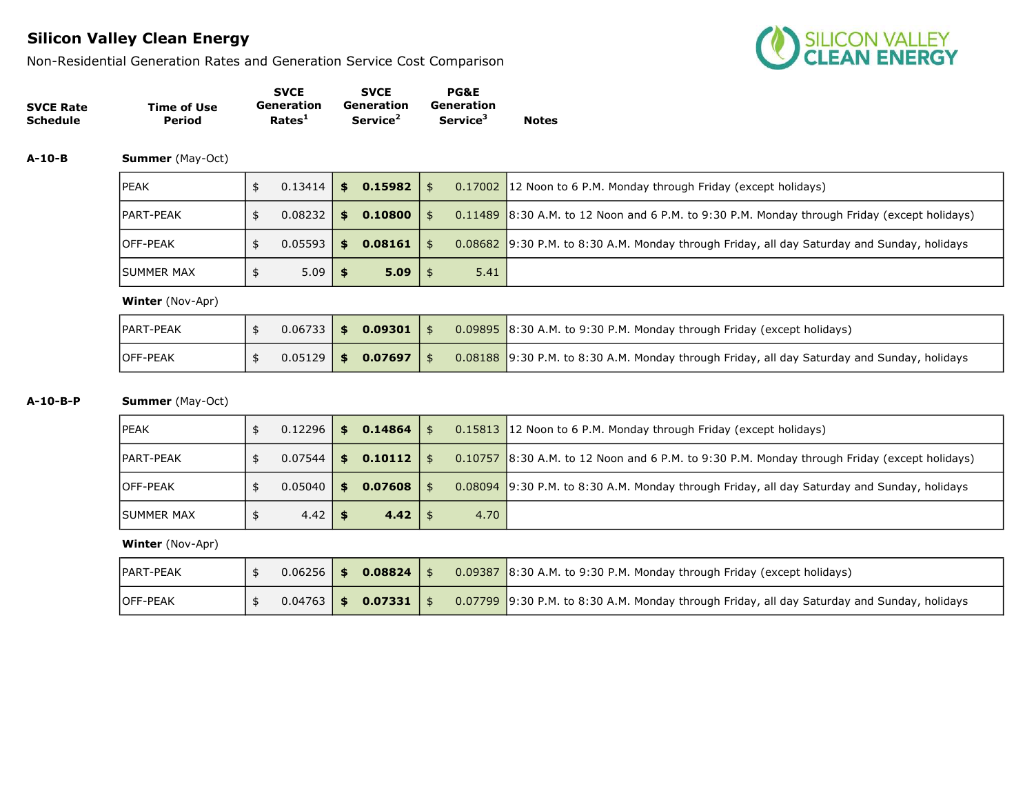# Silicon Valley Clean Energy

Non-Residential Generation Rates and Generation Service Cost Comparison

| SVCE Rate Schedule | Time of Use Period | SVCE Generation Rates[1] | SVCE Generation Service[2] | PG&E Generation Service[3] | Notes |
|---|---|---|---|---|---|
| **A-10-B** | **Summer** (May-Oct) | | | | |
| | PEAK | $ 0.13414 | **$ 0.15982** | $ 0.17002 | 12 Noon to 6 P.M. Monday through Friday (except holidays) |
| | PART-PEAK | $ 0.08232 | **$ 0.10800** | $ 0.11489 | 8:30 A.M. to 12 Noon and 6 P.M. to 9:30 P.M. Monday through Friday (except holidays) |
| | OFF-PEAK | $ 0.05593 | **$ 0.08161** | $ 0.08682 | 9:30 P.M. to 8:30 A.M. Monday through Friday, all day Saturday and Sunday, holidays |
| | SUMMER MAX | $ 5.09 | **$ 5.09** | $ 5.41 | |
| | **Winter** (Nov-Apr) | | | | |
| | PART-PEAK | $ 0.06733 | **$ 0.09301** | $ 0.09895 | 8:30 A.M. to 9:30 P.M. Monday through Friday (except holidays) |
| | OFF-PEAK | $ 0.05129 | **$ 0.07697** | $ 0.08188 | 9:30 P.M. to 8:30 A.M. Monday through Friday, all day Saturday and Sunday, holidays |
| **A-10-B-P** | **Summer** (May-Oct) | | | | |
| | PEAK | $ 0.12296 | **$ 0.14864** | $ 0.15813 | 12 Noon to 6 P.M. Monday through Friday (except holidays) |
| | PART-PEAK | $ 0.07544 | **$ 0.10112** | $ 0.10757 | 8:30 A.M. to 12 Noon and 6 P.M. to 9:30 P.M. Monday through Friday (except holidays) |
| | OFF-PEAK | $ 0.05040 | **$ 0.07608** | $ 0.08094 | 9:30 P.M. to 8:30 A.M. Monday through Friday, all day Saturday and Sunday, holidays |
| | SUMMER MAX | $ 4.42 | **$ 4.42** | $ 4.70 | |
| | **Winter** (Nov-Apr) | | | | |
| | PART-PEAK | $ 0.06256 | **$ 0.08824** | $ 0.09387 | 8:30 A.M. to 9:30 P.M. Monday through Friday (except holidays) |
| | OFF-PEAK | $ 0.04763 | **$ 0.07331** | $ 0.07799 | 9:30 P.M. to 8:30 A.M. Monday through Friday, all day Saturday and Sunday, holidays |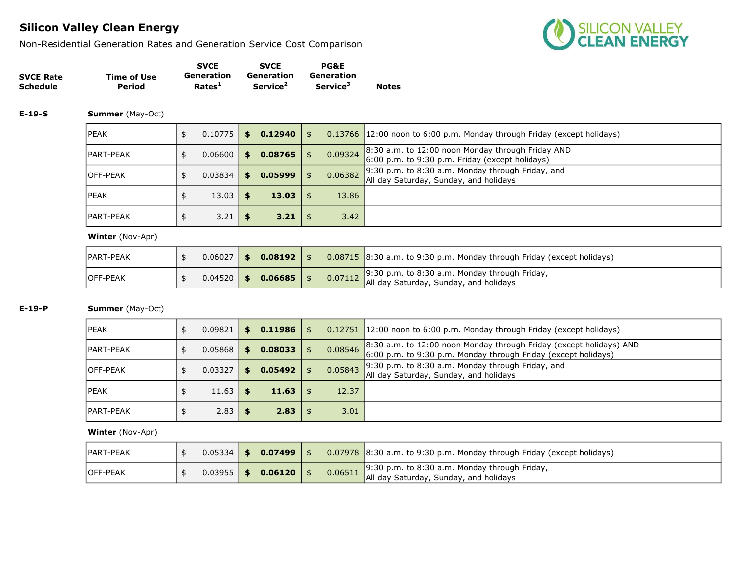## Silicon Valley Clean Energy

Non-Residential Generation Rates and Generation Service Cost Comparison

| SVCE Rate Schedule | Time of Use Period | SVCE Generation Rates[1] | SVCE Generation Service[2] | PG&E Generation Service[3] | Notes |
|---|---|---|---|---|---|
| **E-19-S** | **Summer** (May-Oct) | | | | |
| | PEAK | $ 0.10775 | **$ 0.12940** | $ 0.13766 | 12:00 noon to 6:00 p.m. Monday through Friday (except holidays) |
| | PART-PEAK | $ 0.06600 | **$ 0.08765** | $ 0.09324 | 8:30 a.m. to 12:00 noon Monday through Friday AND 6:00 p.m. to 9:30 p.m. Friday (except holidays) |
| | OFF-PEAK | $ 0.03834 | **$ 0.05999** | $ 0.06382 | 9:30 p.m. to 8:30 a.m. Monday through Friday, and All day Saturday, Sunday, and holidays |
| | PEAK | $ 13.03 | **$ 13.03** | $ 13.86 | |
| | PART-PEAK | $ 3.21 | **$ 3.21** | $ 3.42 | |
| | **Winter** (Nov-Apr) | | | | |
| | PART-PEAK | $ 0.06027 | **$ 0.08192** | $ 0.08715 | 8:30 a.m. to 9:30 p.m. Monday through Friday (except holidays) |
| | OFF-PEAK | $ 0.04520 | **$ 0.06685** | $ 0.07112 | 9:30 p.m. to 8:30 a.m. Monday through Friday, All day Saturday, Sunday, and holidays |
| **E-19-P** | **Summer** (May-Oct) | | | | |
| | PEAK | $ 0.09821 | **$ 0.11986** | $ 0.12751 | 12:00 noon to 6:00 p.m. Monday through Friday (except holidays) |
| | PART-PEAK | $ 0.05868 | **$ 0.08033** | $ 0.08546 | 8:30 a.m. to 12:00 noon Monday through Friday (except holidays) AND 6:00 p.m. to 9:30 p.m. Monday through Friday (except holidays) |
| | OFF-PEAK | $ 0.03327 | **$ 0.05492** | $ 0.05843 | 9:30 p.m. to 8:30 a.m. Monday through Friday, and All day Saturday, Sunday, and holidays |
| | PEAK | $ 11.63 | **$ 11.63** | $ 12.37 | |
| | PART-PEAK | $ 2.83 | **$ 2.83** | $ 3.01 | |
| | **Winter** (Nov-Apr) | | | | |
| | PART-PEAK | $ 0.05334 | **$ 0.07499** | $ 0.07978 | 8:30 a.m. to 9:30 p.m. Monday through Friday (except holidays) |
| | OFF-PEAK | $ 0.03955 | **$ 0.06120** | $ 0.06511 | 9:30 p.m. to 8:30 a.m. Monday through Friday, All day Saturday, Sunday, and holidays |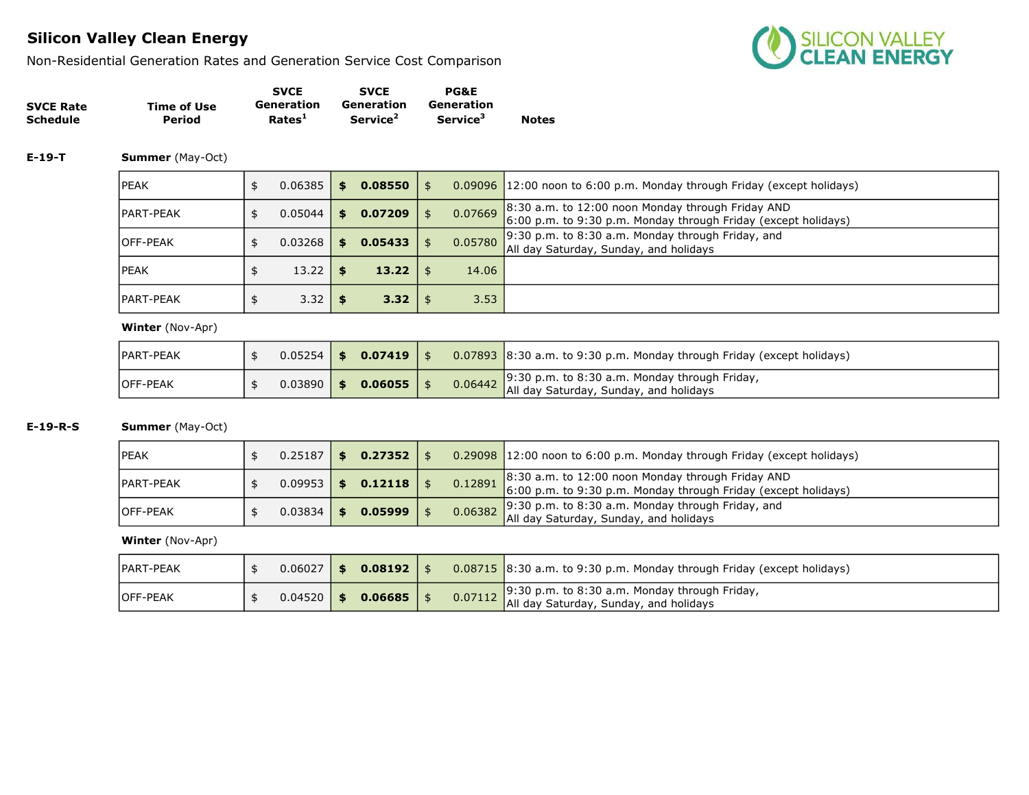## Silicon Valley Clean Energy

Non-Residential Generation Rates and Generation Service Cost Comparison

| SVCE Rate Schedule | Time of Use Period | SVCE Generation Rates[1] | SVCE Generation Service[2] | PG&E Generation Service[3] | Notes |
|---|---|---|---|---|---|
| **E-19-T** | **Summer** (May-Oct) | | | | |
| | PEAK | $ 0.06385 | **$ 0.08550** | $ 0.09096 | 12:00 noon to 6:00 p.m. Monday through Friday (except holidays) |
| | PART-PEAK | $ 0.05044 | **$ 0.07209** | $ 0.07669 | 8:30 a.m. to 12:00 noon Monday through Friday AND 6:00 p.m. to 9:30 p.m. Monday through Friday (except holidays) |
| | OFF-PEAK | $ 0.03268 | **$ 0.05433** | $ 0.05780 | 9:30 p.m. to 8:30 a.m. Monday through Friday, and All day Saturday, Sunday, and holidays |
| | PEAK | $ 13.22 | **$ 13.22** | $ 14.06 | |
| | PART-PEAK | $ 3.32 | **$ 3.32** | $ 3.53 | |
| | **Winter** (Nov-Apr) | | | | |
| | PART-PEAK | $ 0.05254 | **$ 0.07419** | $ 0.07893 | 8:30 a.m. to 9:30 p.m. Monday through Friday (except holidays) |
| | OFF-PEAK | $ 0.03890 | **$ 0.06055** | $ 0.06442 | 9:30 p.m. to 8:30 a.m. Monday through Friday, All day Saturday, Sunday, and holidays |
| **E-19-R-S** | **Summer** (May-Oct) | | | | |
| | PEAK | $ 0.25187 | **$ 0.27352** | $ 0.29098 | 12:00 noon to 6:00 p.m. Monday through Friday (except holidays) |
| | PART-PEAK | $ 0.09953 | **$ 0.12118** | $ 0.12891 | 8:30 a.m. to 12:00 noon Monday through Friday AND 6:00 p.m. to 9:30 p.m. Monday through Friday (except holidays) |
| | OFF-PEAK | $ 0.03834 | **$ 0.05999** | $ 0.06382 | 9:30 p.m. to 8:30 a.m. Monday through Friday, and All day Saturday, Sunday, and holidays |
| | **Winter** (Nov-Apr) | | | | |
| | PART-PEAK | $ 0.06027 | **$ 0.08192** | $ 0.08715 | 8:30 a.m. to 9:30 p.m. Monday through Friday (except holidays) |
| | OFF-PEAK | $ 0.04520 | **$ 0.06685** | $ 0.07112 | 9:30 p.m. to 8:30 a.m. Monday through Friday, All day Saturday, Sunday, and holidays |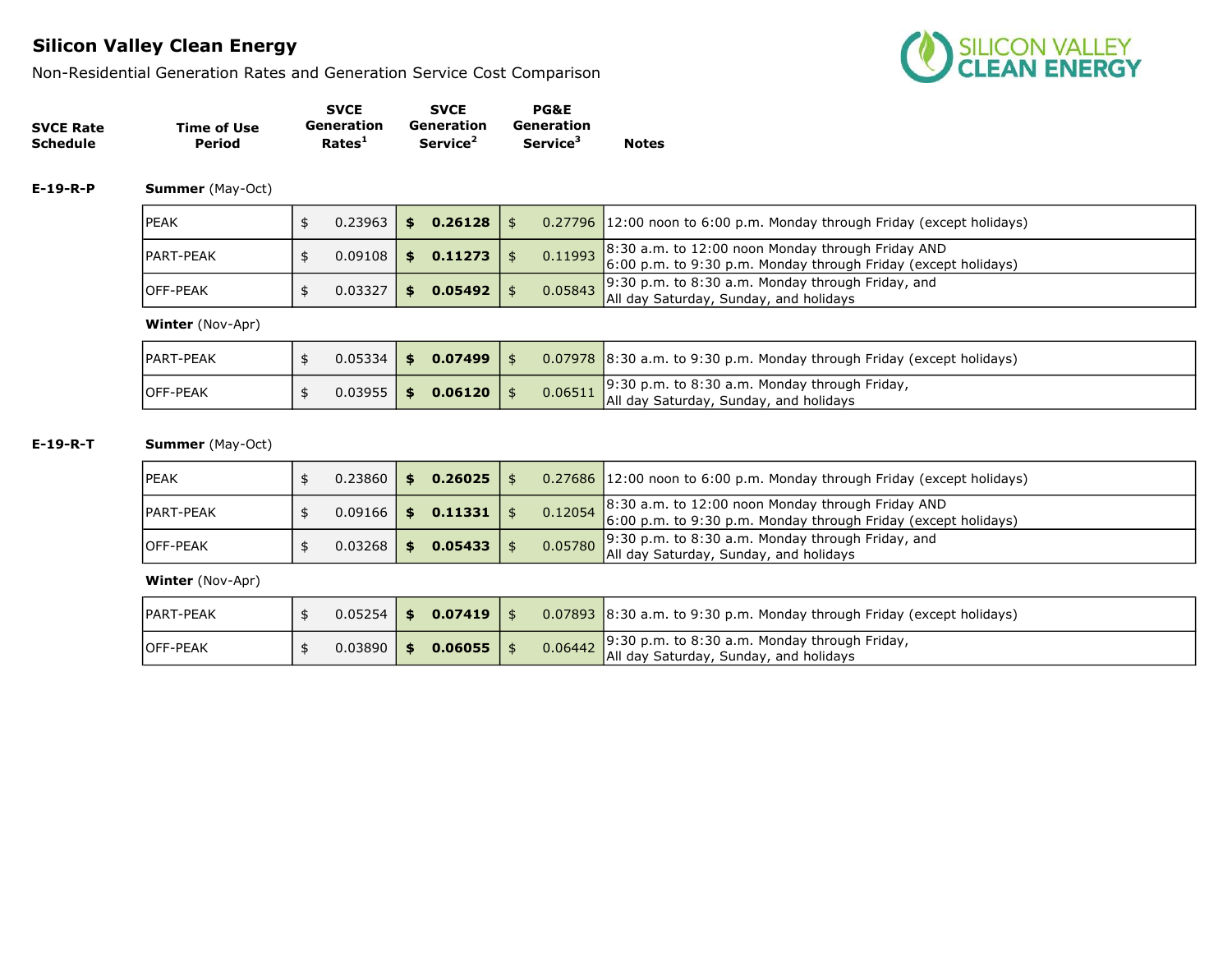## Silicon Valley Clean Energy

Non-Residential Generation Rates and Generation Service Cost Comparison

| SVCE Rate Schedule | Time of Use Period | SVCE Generation Rates[1] | SVCE Generation Service[2] | PG&E Generation Service[3] | Notes |
|---|---|---|---|---|---|
| **E-19-R-P** | **Summer** (May-Oct) | | | | |
| | PEAK | $ 0.23963 | **$ 0.26128** | $ 0.27796 | 12:00 noon to 6:00 p.m. Monday through Friday (except holidays) |
| | PART-PEAK | $ 0.09108 | **$ 0.11273** | $ 0.11993 | 8:30 a.m. to 12:00 noon Monday through Friday AND 6:00 p.m. to 9:30 p.m. Monday through Friday (except holidays) |
| | OFF-PEAK | $ 0.03327 | **$ 0.05492** | $ 0.05843 | 9:30 p.m. to 8:30 a.m. Monday through Friday, and All day Saturday, Sunday, and holidays |
| | **Winter** (Nov-Apr) | | | | |
| | PART-PEAK | $ 0.05334 | **$ 0.07499** | $ 0.07978 | 8:30 a.m. to 9:30 p.m. Monday through Friday (except holidays) |
| | OFF-PEAK | $ 0.03955 | **$ 0.06120** | $ 0.06511 | 9:30 p.m. to 8:30 a.m. Monday through Friday, All day Saturday, Sunday, and holidays |
| **E-19-R-T** | **Summer** (May-Oct) | | | | |
| | PEAK | $ 0.23860 | **$ 0.26025** | $ 0.27686 | 12:00 noon to 6:00 p.m. Monday through Friday (except holidays) |
| | PART-PEAK | $ 0.09166 | **$ 0.11331** | $ 0.12054 | 8:30 a.m. to 12:00 noon Monday through Friday AND 6:00 p.m. to 9:30 p.m. Monday through Friday (except holidays) |
| | OFF-PEAK | $ 0.03268 | **$ 0.05433** | $ 0.05780 | 9:30 p.m. to 8:30 a.m. Monday through Friday, and All day Saturday, Sunday, and holidays |
| | **Winter** (Nov-Apr) | | | | |
| | PART-PEAK | $ 0.05254 | **$ 0.07419** | $ 0.07893 | 8:30 a.m. to 9:30 p.m. Monday through Friday (except holidays) |
| | OFF-PEAK | $ 0.03890 | **$ 0.06055** | $ 0.06442 | 9:30 p.m. to 8:30 a.m. Monday through Friday, All day Saturday, Sunday, and holidays |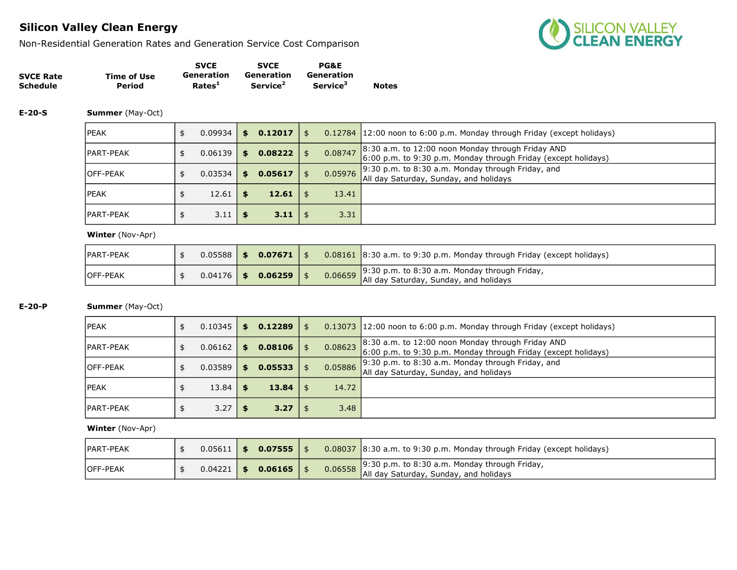# Silicon Valley Clean Energy

Non-Residential Generation Rates and Generation Service Cost Comparison

| SVCE Rate Schedule | Time of Use Period | SVCE Generation Rates[1] | SVCE Generation Service[2] | PG&E Generation Service[3] | Notes |
|---|---|---|---|---|---|
| **E-20-S** | **Summer** (May-Oct) | | | | |
| | PEAK | $ 0.09934 | **$ 0.12017** | $ 0.12784 | 12:00 noon to 6:00 p.m. Monday through Friday (except holidays) |
| | PART-PEAK | $ 0.06139 | **$ 0.08222** | $ 0.08747 | 8:30 a.m. to 12:00 noon Monday through Friday AND 6:00 p.m. to 9:30 p.m. Monday through Friday (except holidays) |
| | OFF-PEAK | $ 0.03534 | **$ 0.05617** | $ 0.05976 | 9:30 p.m. to 8:30 a.m. Monday through Friday, and All day Saturday, Sunday, and holidays |
| | PEAK | $ 12.61 | **$ 12.61** | $ 13.41 | |
| | PART-PEAK | $ 3.11 | **$ 3.11** | $ 3.31 | |
| | **Winter** (Nov-Apr) | | | | |
| | PART-PEAK | $ 0.05588 | **$ 0.07671** | $ 0.08161 | 8:30 a.m. to 9:30 p.m. Monday through Friday (except holidays) |
| | OFF-PEAK | $ 0.04176 | **$ 0.06259** | $ 0.06659 | 9:30 p.m. to 8:30 a.m. Monday through Friday, All day Saturday, Sunday, and holidays |
| **E-20-P** | **Summer** (May-Oct) | | | | |
| | PEAK | $ 0.10345 | **$ 0.12289** | $ 0.13073 | 12:00 noon to 6:00 p.m. Monday through Friday (except holidays) |
| | PART-PEAK | $ 0.06162 | **$ 0.08106** | $ 0.08623 | 8:30 a.m. to 12:00 noon Monday through Friday AND 6:00 p.m. to 9:30 p.m. Monday through Friday (except holidays) |
| | OFF-PEAK | $ 0.03589 | **$ 0.05533** | $ 0.05886 | 9:30 p.m. to 8:30 a.m. Monday through Friday, and All day Saturday, Sunday, and holidays |
| | PEAK | $ 13.84 | **$ 13.84** | $ 14.72 | |
| | PART-PEAK | $ 3.27 | **$ 3.27** | $ 3.48 | |
| | **Winter** (Nov-Apr) | | | | |
| | PART-PEAK | $ 0.05611 | **$ 0.07555** | $ 0.08037 | 8:30 a.m. to 9:30 p.m. Monday through Friday (except holidays) |
| | OFF-PEAK | $ 0.04221 | **$ 0.06165** | $ 0.06558 | 9:30 p.m. to 8:30 a.m. Monday through Friday, All day Saturday, Sunday, and holidays |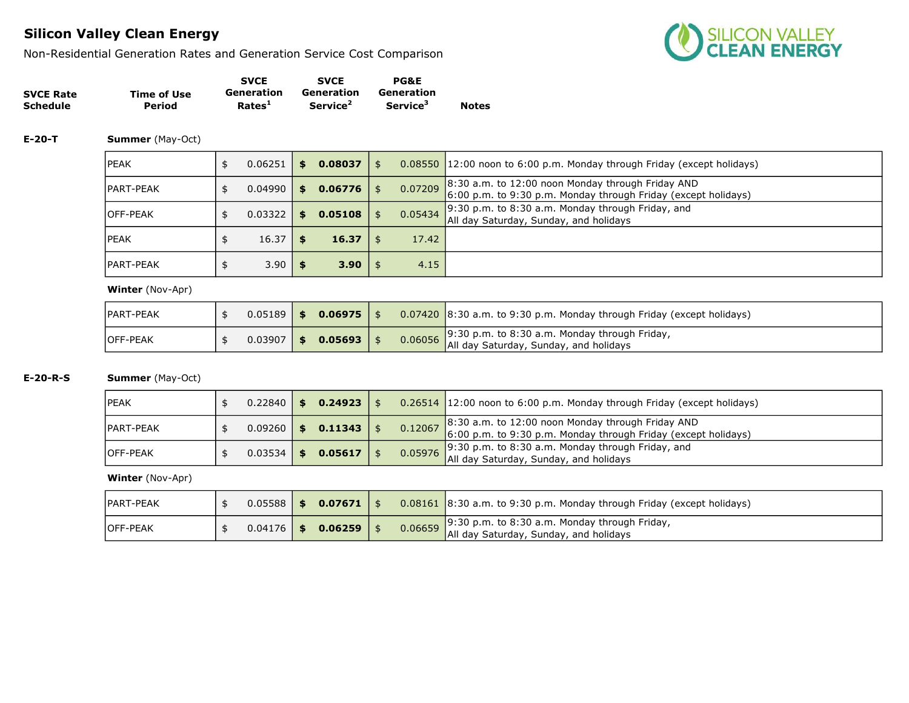## Silicon Valley Clean Energy

Non-Residential Generation Rates and Generation Service Cost Comparison

| SVCE Rate Schedule | Time of Use Period | SVCE Generation Rates[1] | SVCE Generation Service[2] | PG&E Generation Service[3] | Notes |
|---|---|---|---|---|---|
| **E-20-T** | **Summer** (May-Oct) | | | | |
| | PEAK | $ 0.06251 | **$ 0.08037** | $ 0.08550 | 12:00 noon to 6:00 p.m. Monday through Friday (except holidays) |
| | PART-PEAK | $ 0.04990 | **$ 0.06776** | $ 0.07209 | 8:30 a.m. to 12:00 noon Monday through Friday AND 6:00 p.m. to 9:30 p.m. Monday through Friday (except holidays) |
| | OFF-PEAK | $ 0.03322 | **$ 0.05108** | $ 0.05434 | 9:30 p.m. to 8:30 a.m. Monday through Friday, and All day Saturday, Sunday, and holidays |
| | PEAK | $ 16.37 | **$ 16.37** | $ 17.42 | |
| | PART-PEAK | $ 3.90 | **$ 3.90** | $ 4.15 | |
| | **Winter** (Nov-Apr) | | | | |
| | PART-PEAK | $ 0.05189 | **$ 0.06975** | $ 0.07420 | 8:30 a.m. to 9:30 p.m. Monday through Friday (except holidays) |
| | OFF-PEAK | $ 0.03907 | **$ 0.05693** | $ 0.06056 | 9:30 p.m. to 8:30 a.m. Monday through Friday, All day Saturday, Sunday, and holidays |
| **E-20-R-S** | **Summer** (May-Oct) | | | | |
| | PEAK | $ 0.22840 | **$ 0.24923** | $ 0.26514 | 12:00 noon to 6:00 p.m. Monday through Friday (except holidays) |
| | PART-PEAK | $ 0.09260 | **$ 0.11343** | $ 0.12067 | 8:30 a.m. to 12:00 noon Monday through Friday AND 6:00 p.m. to 9:30 p.m. Monday through Friday (except holidays) |
| | OFF-PEAK | $ 0.03534 | **$ 0.05617** | $ 0.05976 | 9:30 p.m. to 8:30 a.m. Monday through Friday, and All day Saturday, Sunday, and holidays |
| | **Winter** (Nov-Apr) | | | | |
| | PART-PEAK | $ 0.05588 | **$ 0.07671** | $ 0.08161 | 8:30 a.m. to 9:30 p.m. Monday through Friday (except holidays) |
| | OFF-PEAK | $ 0.04176 | **$ 0.06259** | $ 0.06659 | 9:30 p.m. to 8:30 a.m. Monday through Friday, All day Saturday, Sunday, and holidays |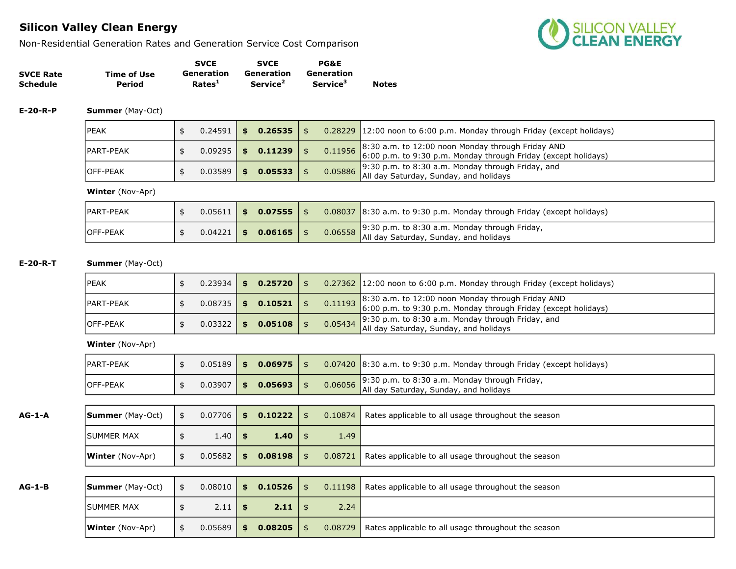## Silicon Valley Clean Energy

Non-Residential Generation Rates and Generation Service Cost Comparison

| SVCE Rate Schedule | Time of Use Period | SVCE Generation Rates[1] | SVCE Generation Service[2] | PG&E Generation Service[3] | Notes |
|---|---|---|---|---|---|
| E-20-R-P | **Summer** (May-Oct) | | | | |
| | PEAK | $ 0.24591 | **$ 0.26535** | $ 0.28229 | 12:00 noon to 6:00 p.m. Monday through Friday (except holidays) |
| | PART-PEAK | $ 0.09295 | **$ 0.11239** | $ 0.11956 | 8:30 a.m. to 12:00 noon Monday through Friday AND 6:00 p.m. to 9:30 p.m. Monday through Friday (except holidays) |
| | OFF-PEAK | $ 0.03589 | **$ 0.05533** | $ 0.05886 | 9:30 p.m. to 8:30 a.m. Monday through Friday, and All day Saturday, Sunday, and holidays |
| | **Winter** (Nov-Apr) | | | | |
| | PART-PEAK | $ 0.05611 | **$ 0.07555** | $ 0.08037 | 8:30 a.m. to 9:30 p.m. Monday through Friday (except holidays) |
| | OFF-PEAK | $ 0.04221 | **$ 0.06165** | $ 0.06558 | 9:30 p.m. to 8:30 a.m. Monday through Friday, All day Saturday, Sunday, and holidays |
| E-20-R-T | **Summer** (May-Oct) | | | | |
| | PEAK | $ 0.23934 | **$ 0.25720** | $ 0.27362 | 12:00 noon to 6:00 p.m. Monday through Friday (except holidays) |
| | PART-PEAK | $ 0.08735 | **$ 0.10521** | $ 0.11193 | 8:30 a.m. to 12:00 noon Monday through Friday AND 6:00 p.m. to 9:30 p.m. Monday through Friday (except holidays) |
| | OFF-PEAK | $ 0.03322 | **$ 0.05108** | $ 0.05434 | 9:30 p.m. to 8:30 a.m. Monday through Friday, and All day Saturday, Sunday, and holidays |
| | **Winter** (Nov-Apr) | | | | |
| | PART-PEAK | $ 0.05189 | **$ 0.06975** | $ 0.07420 | 8:30 a.m. to 9:30 p.m. Monday through Friday (except holidays) |
| | OFF-PEAK | $ 0.03907 | **$ 0.05693** | $ 0.06056 | 9:30 p.m. to 8:30 a.m. Monday through Friday, All day Saturday, Sunday, and holidays |
| AG-1-A | **Summer** (May-Oct) | $ 0.07706 | **$ 0.10222** | $ 0.10874 | Rates applicable to all usage throughout the season |
| | SUMMER MAX | $ 1.40 | **$ 1.40** | $ 1.49 | |
| | **Winter** (Nov-Apr) | $ 0.05682 | **$ 0.08198** | $ 0.08721 | Rates applicable to all usage throughout the season |
| AG-1-B | **Summer** (May-Oct) | $ 0.08010 | **$ 0.10526** | $ 0.11198 | Rates applicable to all usage throughout the season |
| | SUMMER MAX | $ 2.11 | **$ 2.11** | $ 2.24 | |
| | **Winter** (Nov-Apr) | $ 0.05689 | **$ 0.08205** | $ 0.08729 | Rates applicable to all usage throughout the season |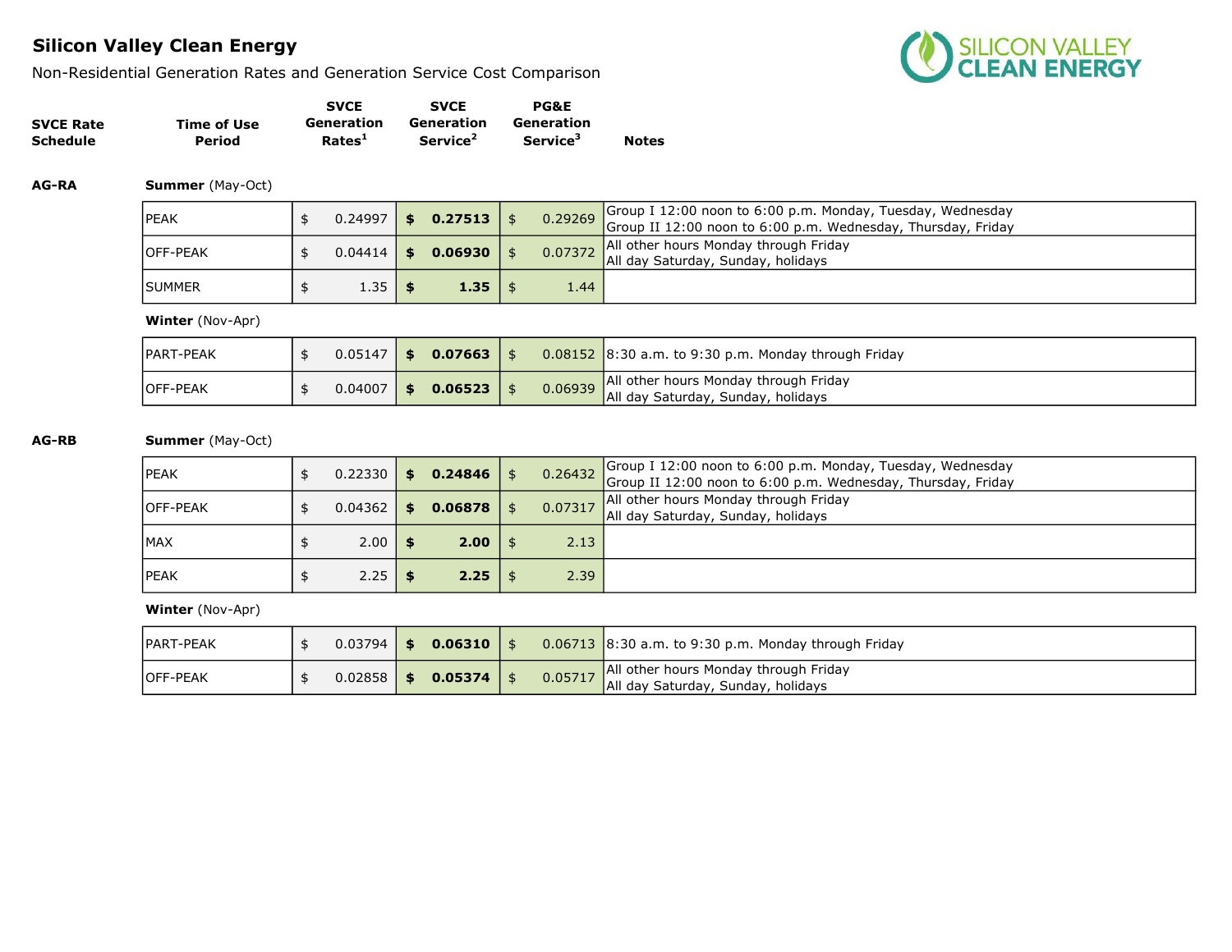# Silicon Valley Clean Energy

Non-Residential Generation Rates and Generation Service Cost Comparison

| SVCE Rate Schedule | Time of Use Period | SVCE Generation Rates[1] | SVCE Generation Service[2] | PG&E Generation Service[3] | Notes |
|---|---|---|---|---|---|
| AG-RA | **Summer** (May-Oct) | | | | |
| | PEAK | $ 0.24997 | **$ 0.27513** | $ 0.29269 | Group I 12:00 noon to 6:00 p.m. Monday, Tuesday, Wednesday<br>Group II 12:00 noon to 6:00 p.m. Wednesday, Thursday, Friday |
| | OFF-PEAK | $ 0.04414 | **$ 0.06930** | $ 0.07372 | All other hours Monday through Friday<br>All day Saturday, Sunday, holidays |
| | SUMMER | $ 1.35 | **$ 1.35** | $ 1.44 | |
| | **Winter** (Nov-Apr) | | | | |
| | PART-PEAK | $ 0.05147 | **$ 0.07663** | $ 0.08152 | 8:30 a.m. to 9:30 p.m. Monday through Friday |
| | OFF-PEAK | $ 0.04007 | **$ 0.06523** | $ 0.06939 | All other hours Monday through Friday<br>All day Saturday, Sunday, holidays |
| AG-RB | **Summer** (May-Oct) | | | | |
| | PEAK | $ 0.22330 | **$ 0.24846** | $ 0.26432 | Group I 12:00 noon to 6:00 p.m. Monday, Tuesday, Wednesday<br>Group II 12:00 noon to 6:00 p.m. Wednesday, Thursday, Friday |
| | OFF-PEAK | $ 0.04362 | **$ 0.06878** | $ 0.07317 | All other hours Monday through Friday<br>All day Saturday, Sunday, holidays |
| | MAX | $ 2.00 | **$ 2.00** | $ 2.13 | |
| | PEAK | $ 2.25 | **$ 2.25** | $ 2.39 | |
| | **Winter** (Nov-Apr) | | | | |
| | PART-PEAK | $ 0.03794 | **$ 0.06310** | $ 0.06713 | 8:30 a.m. to 9:30 p.m. Monday through Friday |
| | OFF-PEAK | $ 0.02858 | **$ 0.05374** | $ 0.05717 | All other hours Monday through Friday<br>All day Saturday, Sunday, holidays |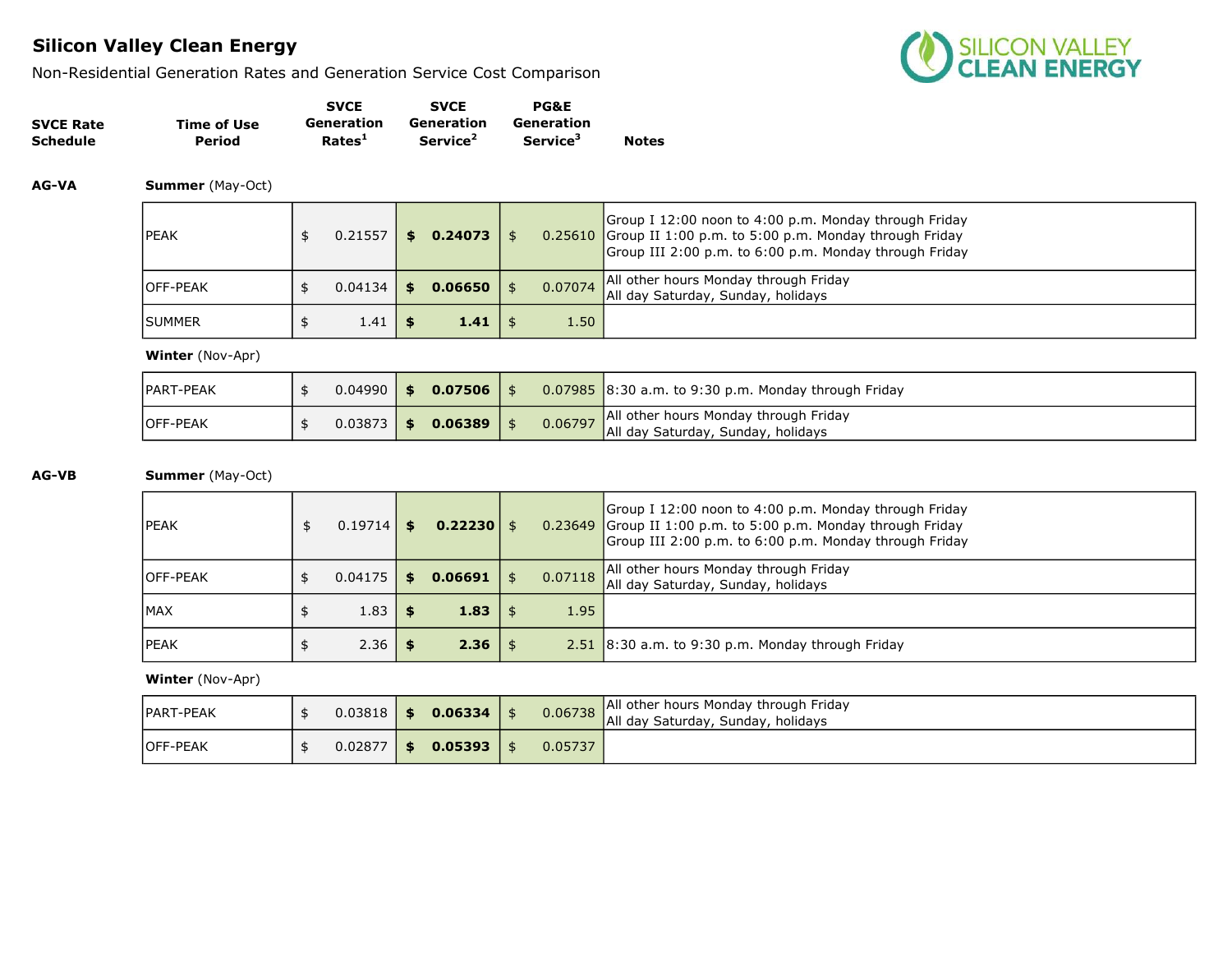# Silicon Valley Clean Energy

Non-Residential Generation Rates and Generation Service Cost Comparison

| SVCE Rate Schedule | Time of Use Period | SVCE Generation Rates[1] | SVCE Generation Service[2] | PG&E Generation Service[3] | Notes |
|---|---|---|---|---|---|
| **AG-VA** | **Summer** (May-Oct) | | | | |
| | PEAK | $ 0.21557 | **$ 0.24073** | $ 0.25610 | Group I 12:00 noon to 4:00 p.m. Monday through Friday<br>Group II 1:00 p.m. to 5:00 p.m. Monday through Friday<br>Group III 2:00 p.m. to 6:00 p.m. Monday through Friday |
| | OFF-PEAK | $ 0.04134 | **$ 0.06650** | $ 0.07074 | All other hours Monday through Friday<br>All day Saturday, Sunday, holidays |
| | SUMMER | $ 1.41 | **$ 1.41** | $ 1.50 | |
| | **Winter** (Nov-Apr) | | | | |
| | PART-PEAK | $ 0.04990 | **$ 0.07506** | $ 0.07985 | 8:30 a.m. to 9:30 p.m. Monday through Friday |
| | OFF-PEAK | $ 0.03873 | **$ 0.06389** | $ 0.06797 | All other hours Monday through Friday<br>All day Saturday, Sunday, holidays |
| **AG-VB** | **Summer** (May-Oct) | | | | |
| | PEAK | $ 0.19714 | **$ 0.22230** | $ 0.23649 | Group I 12:00 noon to 4:00 p.m. Monday through Friday<br>Group II 1:00 p.m. to 5:00 p.m. Monday through Friday<br>Group III 2:00 p.m. to 6:00 p.m. Monday through Friday |
| | OFF-PEAK | $ 0.04175 | **$ 0.06691** | $ 0.07118 | All other hours Monday through Friday<br>All day Saturday, Sunday, holidays |
| | MAX | $ 1.83 | **$ 1.83** | $ 1.95 | |
| | PEAK | $ 2.36 | **$ 2.36** | $ 2.51 | 8:30 a.m. to 9:30 p.m. Monday through Friday |
| | **Winter** (Nov-Apr) | | | | |
| | PART-PEAK | $ 0.03818 | **$ 0.06334** | $ 0.06738 | All other hours Monday through Friday<br>All day Saturday, Sunday, holidays |
| | OFF-PEAK | $ 0.02877 | **$ 0.05393** | $ 0.05737 | |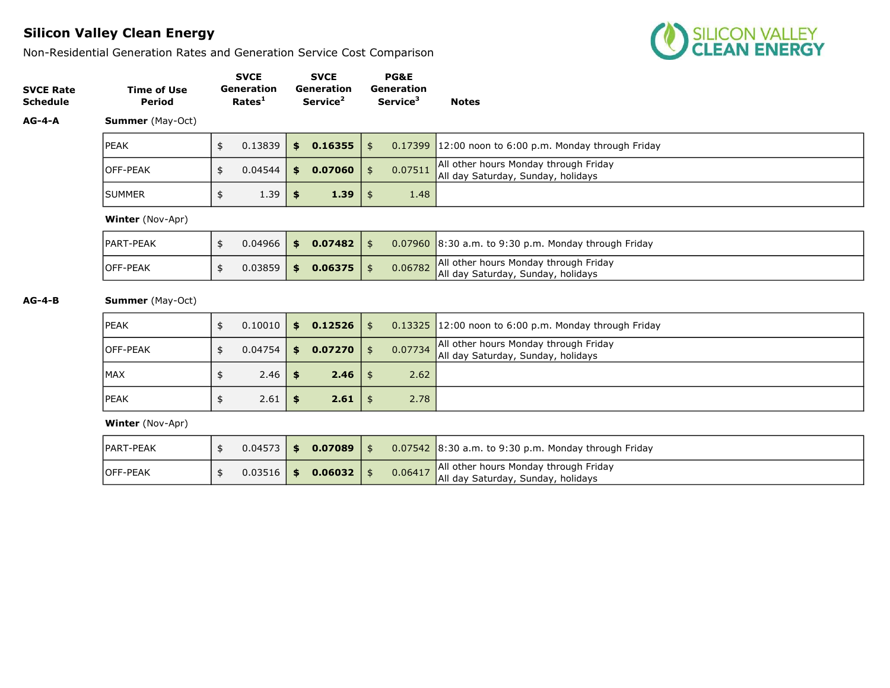## Silicon Valley Clean Energy

Non-Residential Generation Rates and Generation Service Cost Comparison

| SVCE Rate Schedule | Time of Use Period | SVCE Generation Rates[1] | SVCE Generation Service[2] | PG&E Generation Service[3] | Notes |
|---|---|---|---|---|---|
| **AG-4-A** | **Summer** (May-Oct) | | | | |
| | PEAK | $ 0.13839 | **$ 0.16355** | $ 0.17399 | 12:00 noon to 6:00 p.m. Monday through Friday |
| | OFF-PEAK | $ 0.04544 | **$ 0.07060** | $ 0.07511 | All other hours Monday through Friday<br>All day Saturday, Sunday, holidays |
| | SUMMER | $ 1.39 | **$ 1.39** | $ 1.48 | |
| | **Winter** (Nov-Apr) | | | | |
| | PART-PEAK | $ 0.04966 | **$ 0.07482** | $ 0.07960 | 8:30 a.m. to 9:30 p.m. Monday through Friday |
| | OFF-PEAK | $ 0.03859 | **$ 0.06375** | $ 0.06782 | All other hours Monday through Friday<br>All day Saturday, Sunday, holidays |
| **AG-4-B** | **Summer** (May-Oct) | | | | |
| | PEAK | $ 0.10010 | **$ 0.12526** | $ 0.13325 | 12:00 noon to 6:00 p.m. Monday through Friday |
| | OFF-PEAK | $ 0.04754 | **$ 0.07270** | $ 0.07734 | All other hours Monday through Friday<br>All day Saturday, Sunday, holidays |
| | MAX | $ 2.46 | **$ 2.46** | $ 2.62 | |
| | PEAK | $ 2.61 | **$ 2.61** | $ 2.78 | |
| | **Winter** (Nov-Apr) | | | | |
| | PART-PEAK | $ 0.04573 | **$ 0.07089** | $ 0.07542 | 8:30 a.m. to 9:30 p.m. Monday through Friday |
| | OFF-PEAK | $ 0.03516 | **$ 0.06032** | $ 0.06417 | All other hours Monday through Friday<br>All day Saturday, Sunday, holidays |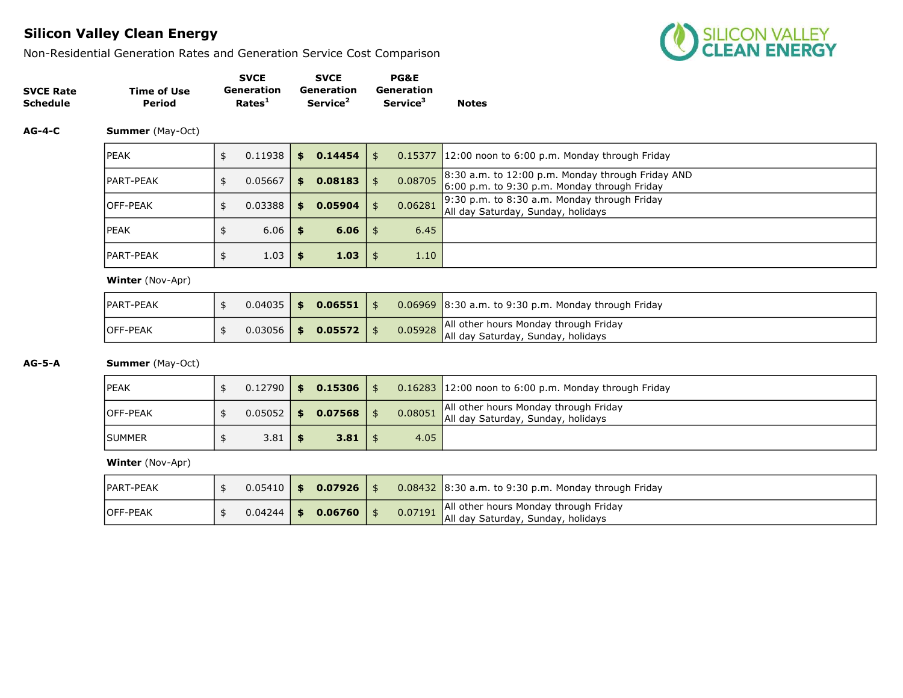# Silicon Valley Clean Energy

Non-Residential Generation Rates and Generation Service Cost Comparison

| SVCE Rate Schedule | Time of Use Period | SVCE Generation Rates[1] | SVCE Generation Service[2] | PG&E Generation Service[3] | Notes |
|---|---|---|---|---|---|
| **AG-4-C** | **Summer** (May-Oct) | | | | |
| | PEAK | $ 0.11938 | **$ 0.14454** | $ 0.15377 | 12:00 noon to 6:00 p.m. Monday through Friday |
| | PART-PEAK | $ 0.05667 | **$ 0.08183** | $ 0.08705 | 8:30 a.m. to 12:00 p.m. Monday through Friday AND 6:00 p.m. to 9:30 p.m. Monday through Friday |
| | OFF-PEAK | $ 0.03388 | **$ 0.05904** | $ 0.06281 | 9:30 p.m. to 8:30 a.m. Monday through Friday All day Saturday, Sunday, holidays |
| | PEAK | $ 6.06 | **$ 6.06** | $ 6.45 | |
| | PART-PEAK | $ 1.03 | **$ 1.03** | $ 1.10 | |
| | **Winter** (Nov-Apr) | | | | |
| | PART-PEAK | $ 0.04035 | **$ 0.06551** | $ 0.06969 | 8:30 a.m. to 9:30 p.m. Monday through Friday |
| | OFF-PEAK | $ 0.03056 | **$ 0.05572** | $ 0.05928 | All other hours Monday through Friday All day Saturday, Sunday, holidays |
| **AG-5-A** | **Summer** (May-Oct) | | | | |
| | PEAK | $ 0.12790 | **$ 0.15306** | $ 0.16283 | 12:00 noon to 6:00 p.m. Monday through Friday |
| | OFF-PEAK | $ 0.05052 | **$ 0.07568** | $ 0.08051 | All other hours Monday through Friday All day Saturday, Sunday, holidays |
| | SUMMER | $ 3.81 | **$ 3.81** | $ 4.05 | |
| | **Winter** (Nov-Apr) | | | | |
| | PART-PEAK | $ 0.05410 | **$ 0.07926** | $ 0.08432 | 8:30 a.m. to 9:30 p.m. Monday through Friday |
| | OFF-PEAK | $ 0.04244 | **$ 0.06760** | $ 0.07191 | All other hours Monday through Friday All day Saturday, Sunday, holidays |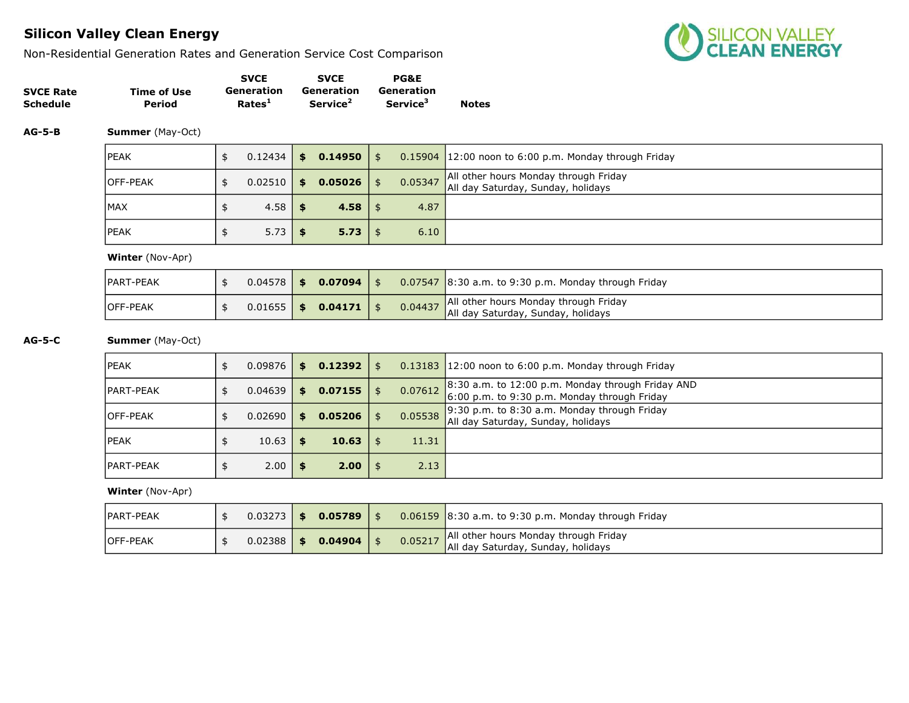# Silicon Valley Clean Energy

Non-Residential Generation Rates and Generation Service Cost Comparison

| SVCE Rate Schedule | Time of Use Period | SVCE Generation Rates[1] | SVCE Generation Service[2] | PG&E Generation Service[3] | Notes |
|---|---|---|---|---|---|
| **AG-5-B** | **Summer** (May-Oct) | | | | |
| | PEAK | $ 0.12434 | **$ 0.14950** | $ 0.15904 | 12:00 noon to 6:00 p.m. Monday through Friday |
| | OFF-PEAK | $ 0.02510 | **$ 0.05026** | $ 0.05347 | All other hours Monday through Friday<br>All day Saturday, Sunday, holidays |
| | MAX | $ 4.58 | **$ 4.58** | $ 4.87 | |
| | PEAK | $ 5.73 | **$ 5.73** | $ 6.10 | |
| | **Winter** (Nov-Apr) | | | | |
| | PART-PEAK | $ 0.04578 | **$ 0.07094** | $ 0.07547 | 8:30 a.m. to 9:30 p.m. Monday through Friday |
| | OFF-PEAK | $ 0.01655 | **$ 0.04171** | $ 0.04437 | All other hours Monday through Friday<br>All day Saturday, Sunday, holidays |
| **AG-5-C** | **Summer** (May-Oct) | | | | |
| | PEAK | $ 0.09876 | **$ 0.12392** | $ 0.13183 | 12:00 noon to 6:00 p.m. Monday through Friday |
| | PART-PEAK | $ 0.04639 | **$ 0.07155** | $ 0.07612 | 8:30 a.m. to 12:00 p.m. Monday through Friday AND<br>6:00 p.m. to 9:30 p.m. Monday through Friday |
| | OFF-PEAK | $ 0.02690 | **$ 0.05206** | $ 0.05538 | 9:30 p.m. to 8:30 a.m. Monday through Friday<br>All day Saturday, Sunday, holidays |
| | PEAK | $ 10.63 | **$ 10.63** | $ 11.31 | |
| | PART-PEAK | $ 2.00 | **$ 2.00** | $ 2.13 | |
| | **Winter** (Nov-Apr) | | | | |
| | PART-PEAK | $ 0.03273 | **$ 0.05789** | $ 0.06159 | 8:30 a.m. to 9:30 p.m. Monday through Friday |
| | OFF-PEAK | $ 0.02388 | **$ 0.04904** | $ 0.05217 | All other hours Monday through Friday<br>All day Saturday, Sunday, holidays |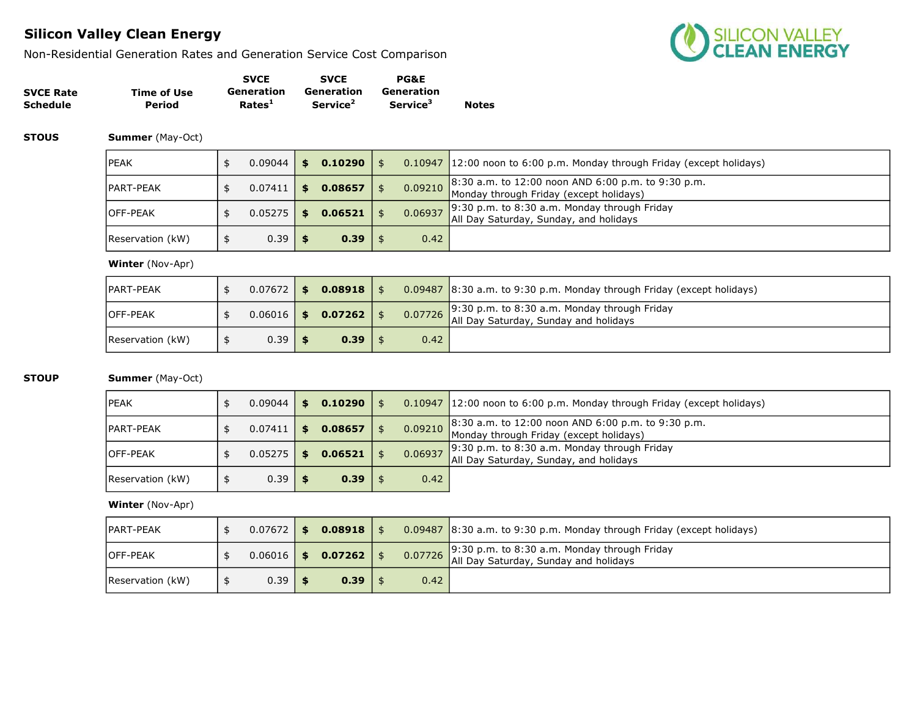# Silicon Valley Clean Energy

Non-Residential Generation Rates and Generation Service Cost Comparison

| SVCE Rate Schedule | Time of Use Period | SVCE Generation Rates[1] | SVCE Generation Service[2] | PG&E Generation Service[3] | Notes |
|---|---|---|---|---|---|
| **STOUS** | **Summer** (May-Oct) | | | | |
| | PEAK | $ 0.09044 | **$ 0.10290** | $ 0.10947 | 12:00 noon to 6:00 p.m. Monday through Friday (except holidays) |
| | PART-PEAK | $ 0.07411 | **$ 0.08657** | $ 0.09210 | 8:30 a.m. to 12:00 noon AND 6:00 p.m. to 9:30 p.m. Monday through Friday (except holidays) |
| | OFF-PEAK | $ 0.05275 | **$ 0.06521** | $ 0.06937 | 9:30 p.m. to 8:30 a.m. Monday through Friday All Day Saturday, Sunday, and holidays |
| | Reservation (kW) | $ 0.39 | **$ 0.39** | $ 0.42 | |
| | **Winter** (Nov-Apr) | | | | |
| | PART-PEAK | $ 0.07672 | **$ 0.08918** | $ 0.09487 | 8:30 a.m. to 9:30 p.m. Monday through Friday (except holidays) |
| | OFF-PEAK | $ 0.06016 | **$ 0.07262** | $ 0.07726 | 9:30 p.m. to 8:30 a.m. Monday through Friday All Day Saturday, Sunday and holidays |
| | Reservation (kW) | $ 0.39 | **$ 0.39** | $ 0.42 | |
| **STOUP** | **Summer** (May-Oct) | | | | |
| | PEAK | $ 0.09044 | **$ 0.10290** | $ 0.10947 | 12:00 noon to 6:00 p.m. Monday through Friday (except holidays) |
| | PART-PEAK | $ 0.07411 | **$ 0.08657** | $ 0.09210 | 8:30 a.m. to 12:00 noon AND 6:00 p.m. to 9:30 p.m. Monday through Friday (except holidays) |
| | OFF-PEAK | $ 0.05275 | **$ 0.06521** | $ 0.06937 | 9:30 p.m. to 8:30 a.m. Monday through Friday All Day Saturday, Sunday, and holidays |
| | Reservation (kW) | $ 0.39 | **$ 0.39** | $ 0.42 | |
| | **Winter** (Nov-Apr) | | | | |
| | PART-PEAK | $ 0.07672 | **$ 0.08918** | $ 0.09487 | 8:30 a.m. to 9:30 p.m. Monday through Friday (except holidays) |
| | OFF-PEAK | $ 0.06016 | **$ 0.07262** | $ 0.07726 | 9:30 p.m. to 8:30 a.m. Monday through Friday All Day Saturday, Sunday and holidays |
| | Reservation (kW) | $ 0.39 | **$ 0.39** | $ 0.42 | |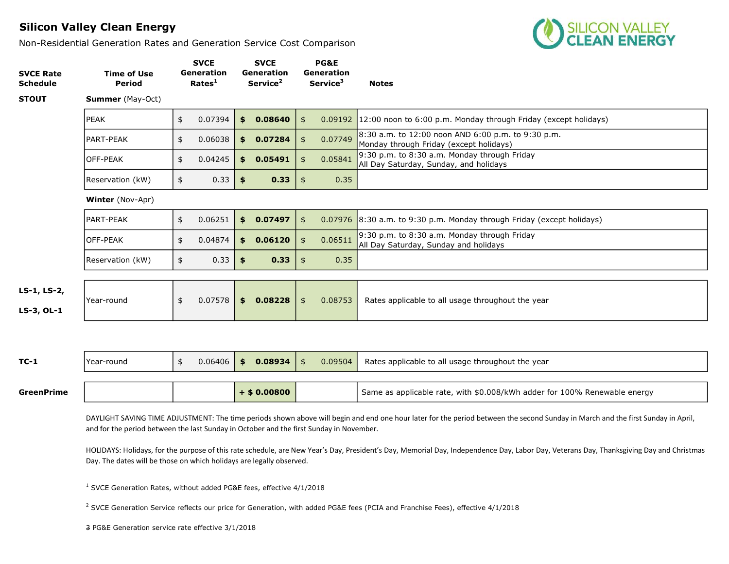# Silicon Valley Clean Energy

Non-Residential Generation Rates and Generation Service Cost Comparison

| SVCE Rate Schedule | Time of Use Period | SVCE Generation Rates[1] | SVCE Generation Service[2] | PG&E Generation Service[3] | Notes |
|---|---|---|---|---|---|
| **STOUT** | **Summer** (May-Oct) | | | | |
| | PEAK | $ 0.07394 | **$ 0.08640** | $ 0.09192 | 12:00 noon to 6:00 p.m. Monday through Friday (except holidays) |
| | PART-PEAK | $ 0.06038 | **$ 0.07284** | $ 0.07749 | 8:30 a.m. to 12:00 noon AND 6:00 p.m. to 9:30 p.m. Monday through Friday (except holidays) |
| | OFF-PEAK | $ 0.04245 | **$ 0.05491** | $ 0.05841 | 9:30 p.m. to 8:30 a.m. Monday through Friday All Day Saturday, Sunday, and holidays |
| | Reservation (kW) | $ 0.33 | **$ 0.33** | $ 0.35 | |
| | **Winter** (Nov-Apr) | | | | |
| | PART-PEAK | $ 0.06251 | **$ 0.07497** | $ 0.07976 | 8:30 a.m. to 9:30 p.m. Monday through Friday (except holidays) |
| | OFF-PEAK | $ 0.04874 | **$ 0.06120** | $ 0.06511 | 9:30 p.m. to 8:30 a.m. Monday through Friday All Day Saturday, Sunday and holidays |
| | Reservation (kW) | $ 0.33 | **$ 0.33** | $ 0.35 | |
| **LS-1, LS-2, LS-3, OL-1** | Year-round | $ 0.07578 | **$ 0.08228** | $ 0.08753 | Rates applicable to all usage throughout the year |
| **TC-1** | Year-round | $ 0.06406 | **$ 0.08934** | $ 0.09504 | Rates applicable to all usage throughout the year |
| **GreenPrime** | | | **+ $ 0.00800** | | Same as applicable rate, with $0.008/kWh adder for 100% Renewable energy |

DAYLIGHT SAVING TIME ADJUSTMENT: The time periods shown above will begin and end one hour later for the period between the second Sunday in March and the first Sunday in April, and for the period between the last Sunday in October and the first Sunday in November.

HOLIDAYS: Holidays, for the purpose of this rate schedule, are New Year's Day, President's Day, Memorial Day, Independence Day, Labor Day, Veterans Day, Thanksgiving Day and Christmas Day. The dates will be those on which holidays are legally observed.

[1] SVCE Generation Rates, without added PG&E fees, effective 4/1/2018

[2] SVCE Generation Service reflects our price for Generation, with added PG&E fees (PCIA and Franchise Fees), effective 4/1/2018

3 PG&E Generation service rate effective 3/1/2018